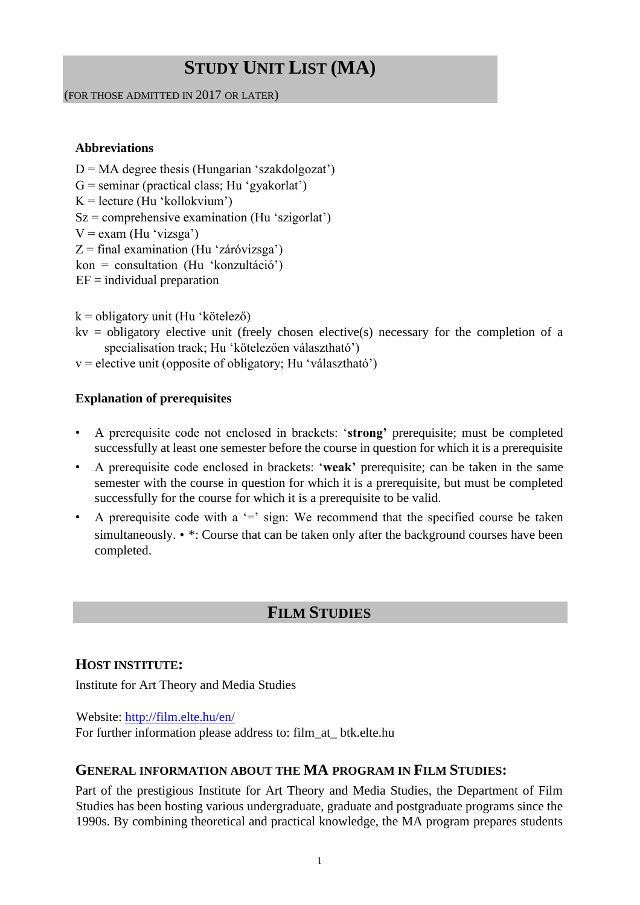# Study Unit List (MA)

(FOR THOSE ADMITTED IN 2017 OR LATER)

### Abbreviations

D = MA degree thesis (Hungarian ‘szakdolgozat’)
G = seminar (practical class; Hu ‘gyakorlat’)
K = lecture (Hu ‘kollokvium’)
Sz = comprehensive examination (Hu ‘szigorlat’)
V = exam (Hu ‘vizsga’)
Z = final examination (Hu ‘záróvizsga’)
kon = consultation (Hu ‘konzultáció’)
EF = individual preparation

k = obligatory unit (Hu ‘kötelező’)
kv = obligatory elective unit (freely chosen elective(s) necessary for the completion of a specialisation track; Hu ‘kötelezően választható’)
v = elective unit (opposite of obligatory; Hu ‘választható’)

### Explanation of prerequisites

- A prerequisite code not enclosed in brackets: ‘**strong’** prerequisite; must be completed successfully at least one semester before the course in question for which it is a prerequisite
- A prerequisite code enclosed in brackets: ‘**weak’** prerequisite; can be taken in the same semester with the course in question for which it is a prerequisite, but must be completed successfully for the course for which it is a prerequisite to be valid.
- A prerequisite code with a ‘=’ sign: We recommend that the specified course be taken simultaneously. • *: Course that can be taken only after the background courses have been completed.

## Film Studies

### Host Institute:

Institute for Art Theory and Media Studies

Website: [http://film.elte.hu/en/](http://film.elte.hu/en/)
For further information please address to: film_at_ btk.elte.hu

### General Information About the MA Program in Film Studies:

Part of the prestigious Institute for Art Theory and Media Studies, the Department of Film Studies has been hosting various undergraduate, graduate and postgraduate programs since the 1990s. By combining theoretical and practical knowledge, the MA program prepares students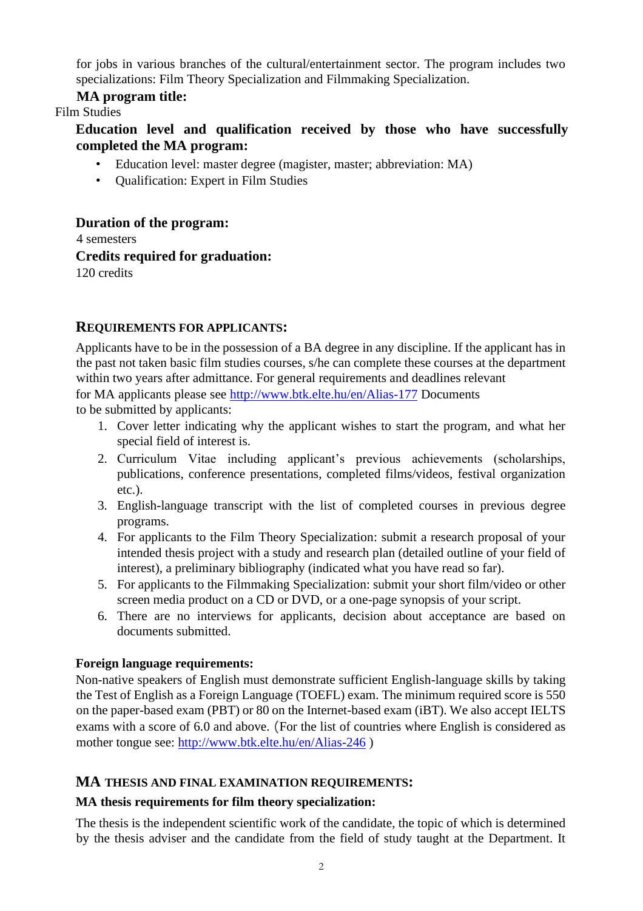for jobs in various branches of the cultural/entertainment sector. The program includes two specializations: Film Theory Specialization and Filmmaking Specialization.

**MA program title:**

Film Studies

**Education level and qualification received by those who have successfully completed the MA program:**

- Education level: master degree (magister, master; abbreviation: MA)
- Qualification: Expert in Film Studies

**Duration of the program:**

4 semesters

**Credits required for graduation:**

120 credits

## REQUIREMENTS FOR APPLICANTS:

Applicants have to be in the possession of a BA degree in any discipline. If the applicant has in the past not taken basic film studies courses, s/he can complete these courses at the department within two years after admittance. For general requirements and deadlines relevant for MA applicants please see http://www.btk.elte.hu/en/Alias-177 Documents to be submitted by applicants:

1. Cover letter indicating why the applicant wishes to start the program, and what her special field of interest is.
2. Curriculum Vitae including applicant's previous achievements (scholarships, publications, conference presentations, completed films/videos, festival organization etc.).
3. English-language transcript with the list of completed courses in previous degree programs.
4. For applicants to the Film Theory Specialization: submit a research proposal of your intended thesis project with a study and research plan (detailed outline of your field of interest), a preliminary bibliography (indicated what you have read so far).
5. For applicants to the Filmmaking Specialization: submit your short film/video or other screen media product on a CD or DVD, or a one-page synopsis of your script.
6. There are no interviews for applicants, decision about acceptance are based on documents submitted.

**Foreign language requirements:**

Non-native speakers of English must demonstrate sufficient English-language skills by taking the Test of English as a Foreign Language (TOEFL) exam. The minimum required score is 550 on the paper-based exam (PBT) or 80 on the Internet-based exam (iBT). We also accept IELTS exams with a score of 6.0 and above. (For the list of countries where English is considered as mother tongue see: http://www.btk.elte.hu/en/Alias-246 )

## MA THESIS AND FINAL EXAMINATION REQUIREMENTS:

**MA thesis requirements for film theory specialization:**

The thesis is the independent scientific work of the candidate, the topic of which is determined by the thesis adviser and the candidate from the field of study taught at the Department. It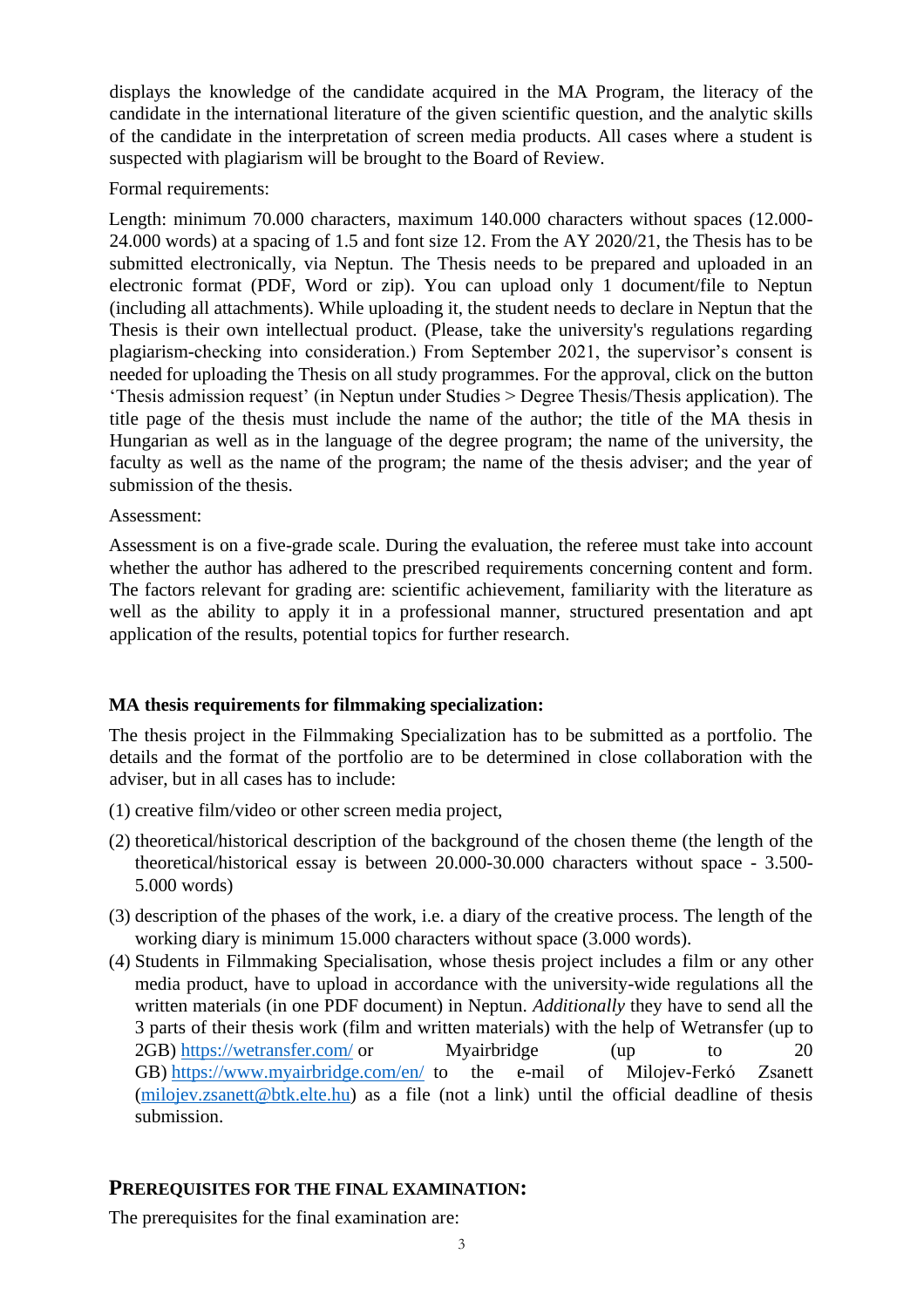displays the knowledge of the candidate acquired in the MA Program, the literacy of the candidate in the international literature of the given scientific question, and the analytic skills of the candidate in the interpretation of screen media products. All cases where a student is suspected with plagiarism will be brought to the Board of Review.

Formal requirements:

Length: minimum 70.000 characters, maximum 140.000 characters without spaces (12.000-24.000 words) at a spacing of 1.5 and font size 12. From the AY 2020/21, the Thesis has to be submitted electronically, via Neptun. The Thesis needs to be prepared and uploaded in an electronic format (PDF, Word or zip). You can upload only 1 document/file to Neptun (including all attachments). While uploading it, the student needs to declare in Neptun that the Thesis is their own intellectual product. (Please, take the university's regulations regarding plagiarism-checking into consideration.) From September 2021, the supervisor's consent is needed for uploading the Thesis on all study programmes. For the approval, click on the button 'Thesis admission request' (in Neptun under Studies > Degree Thesis/Thesis application). The title page of the thesis must include the name of the author; the title of the MA thesis in Hungarian as well as in the language of the degree program; the name of the university, the faculty as well as the name of the program; the name of the thesis adviser; and the year of submission of the thesis.

Assessment:

Assessment is on a five-grade scale. During the evaluation, the referee must take into account whether the author has adhered to the prescribed requirements concerning content and form. The factors relevant for grading are: scientific achievement, familiarity with the literature as well as the ability to apply it in a professional manner, structured presentation and apt application of the results, potential topics for further research.

**MA thesis requirements for filmmaking specialization:**

The thesis project in the Filmmaking Specialization has to be submitted as a portfolio. The details and the format of the portfolio are to be determined in close collaboration with the adviser, but in all cases has to include:

(1) creative film/video or other screen media project,

(2) theoretical/historical description of the background of the chosen theme (the length of the theoretical/historical essay is between 20.000-30.000 characters without space - 3.500-5.000 words)

(3) description of the phases of the work, i.e. a diary of the creative process. The length of the working diary is minimum 15.000 characters without space (3.000 words).

(4) Students in Filmmaking Specialisation, whose thesis project includes a film or any other media product, have to upload in accordance with the university-wide regulations all the written materials (in one PDF document) in Neptun. *Additionally* they have to send all the 3 parts of their thesis work (film and written materials) with the help of Wetransfer (up to 2GB) https://wetransfer.com/ or Myairbridge (up to 20 GB) https://www.myairbridge.com/en/ to the e-mail of Milojev-Ferkó Zsanett (milojev.zsanett@btk.elte.hu) as a file (not a link) until the official deadline of thesis submission.

## PREREQUISITES FOR THE FINAL EXAMINATION:

The prerequisites for the final examination are: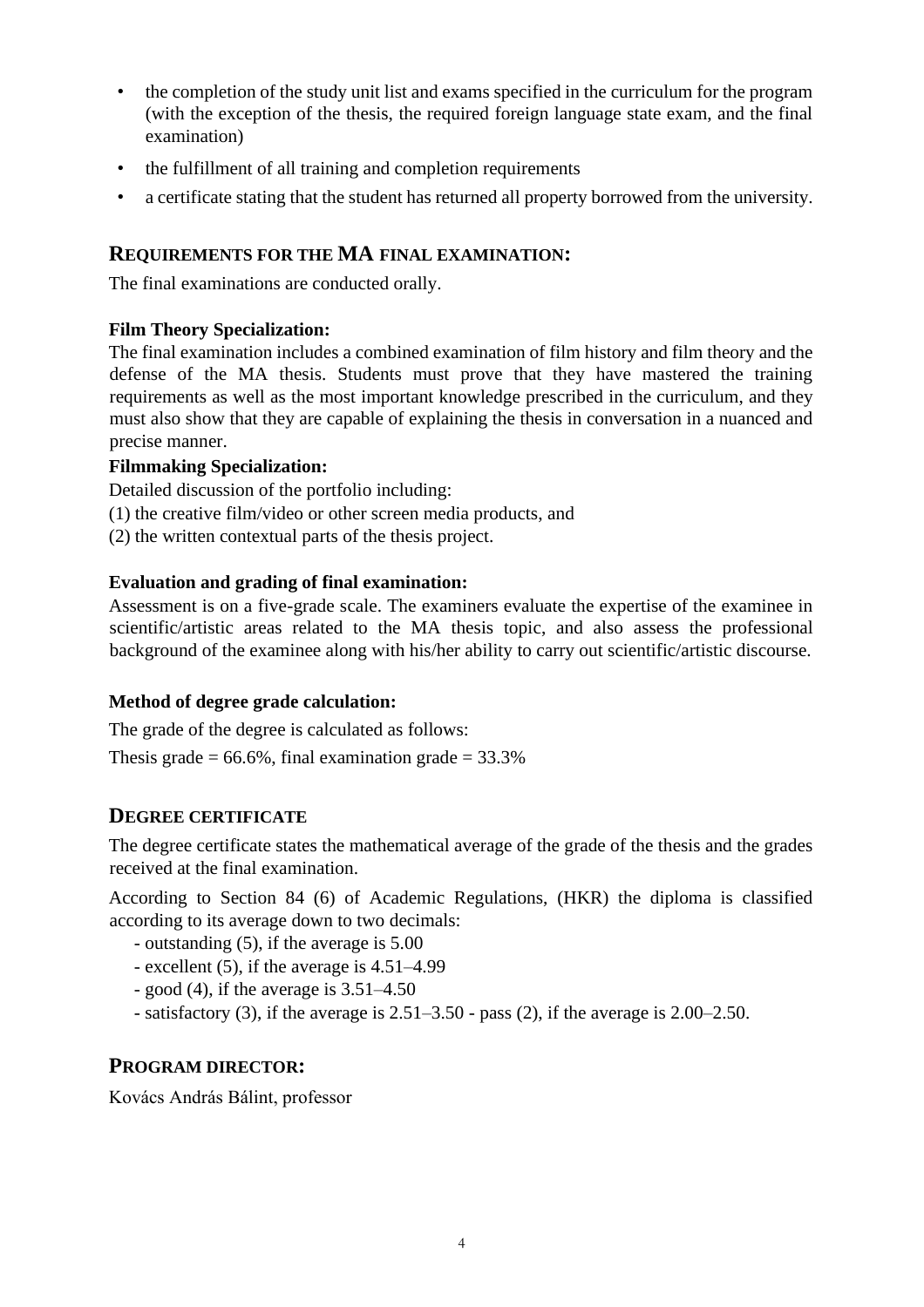- the completion of the study unit list and exams specified in the curriculum for the program (with the exception of the thesis, the required foreign language state exam, and the final examination)
- the fulfillment of all training and completion requirements
- a certificate stating that the student has returned all property borrowed from the university.

## REQUIREMENTS FOR THE MA FINAL EXAMINATION:

The final examinations are conducted orally.

**Film Theory Specialization:**

The final examination includes a combined examination of film history and film theory and the defense of the MA thesis. Students must prove that they have mastered the training requirements as well as the most important knowledge prescribed in the curriculum, and they must also show that they are capable of explaining the thesis in conversation in a nuanced and precise manner.

**Filmmaking Specialization:**

Detailed discussion of the portfolio including:

(1) the creative film/video or other screen media products, and

(2) the written contextual parts of the thesis project.

**Evaluation and grading of final examination:**

Assessment is on a five-grade scale. The examiners evaluate the expertise of the examinee in scientific/artistic areas related to the MA thesis topic, and also assess the professional background of the examinee along with his/her ability to carry out scientific/artistic discourse.

**Method of degree grade calculation:**

The grade of the degree is calculated as follows:

Thesis grade = 66.6%, final examination grade = 33.3%

## DEGREE CERTIFICATE

The degree certificate states the mathematical average of the grade of the thesis and the grades received at the final examination.

According to Section 84 (6) of Academic Regulations, (HKR) the diploma is classified according to its average down to two decimals:

- outstanding (5), if the average is 5.00
- excellent (5), if the average is 4.51–4.99
- good (4), if the average is 3.51–4.50
- satisfactory (3), if the average is 2.51–3.50 - pass (2), if the average is 2.00–2.50.

## PROGRAM DIRECTOR:

Kovács András Bálint, professor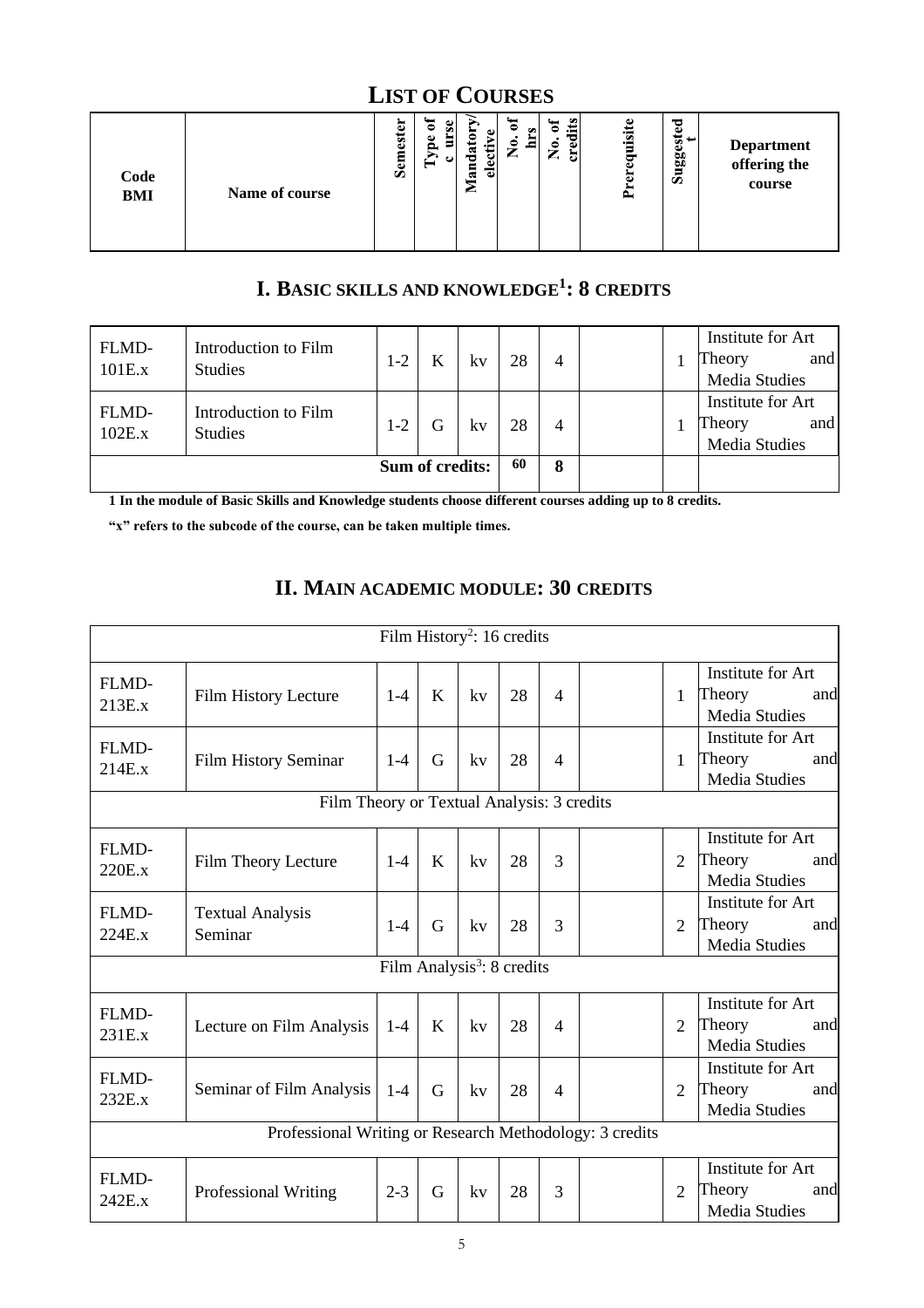# LIST OF COURSES

| Code BMI | Name of course | Semester | Type of course | Mandatory/ elective | No. of hrs | No. of credits | Prerequisite | Suggested t | Department offering the course |
|---|---|---|---|---|---|---|---|---|---|

## I. BASIC SKILLS AND KNOWLEDGE[1]: 8 CREDITS

| Code BMI | Name of course | Semester | Type of course | Mandatory/ elective | No. of hrs | No. of credits | Prerequisite | Suggested t | Department offering the course |
|---|---|---|---|---|---|---|---|---|---|
| FLMD-101E.x | Introduction to Film Studies | 1-2 | K | kv | 28 | 4 | | 1 | Institute for Art Theory and Media Studies |
| FLMD-102E.x | Introduction to Film Studies | 1-2 | G | kv | 28 | 4 | | 1 | Institute for Art Theory and Media Studies |
| | | | | **Sum of credits:** | **60** | **8** | | | |

**1 In the module of Basic Skills and Knowledge students choose different courses adding up to 8 credits.**

**"x" refers to the subcode of the course, can be taken multiple times.**

## II. MAIN ACADEMIC MODULE: 30 CREDITS

| Code BMI | Name of course | Semester | Type of course | Mandatory/ elective | No. of hrs | No. of credits | Prerequisite | Suggested t | Department offering the course |
|---|---|---|---|---|---|---|---|---|---|
| Film History[2]: 16 credits | | | | | | | | | |
| FLMD-213E.x | Film History Lecture | 1-4 | K | kv | 28 | 4 | | 1 | Institute for Art Theory and Media Studies |
| FLMD-214E.x | Film History Seminar | 1-4 | G | kv | 28 | 4 | | 1 | Institute for Art Theory and Media Studies |
| Film Theory or Textual Analysis: 3 credits | | | | | | | | | |
| FLMD-220E.x | Film Theory Lecture | 1-4 | K | kv | 28 | 3 | | 2 | Institute for Art Theory and Media Studies |
| FLMD-224E.x | Textual Analysis Seminar | 1-4 | G | kv | 28 | 3 | | 2 | Institute for Art Theory and Media Studies |
| Film Analysis[3]: 8 credits | | | | | | | | | |
| FLMD-231E.x | Lecture on Film Analysis | 1-4 | K | kv | 28 | 4 | | 2 | Institute for Art Theory and Media Studies |
| FLMD-232E.x | Seminar of Film Analysis | 1-4 | G | kv | 28 | 4 | | 2 | Institute for Art Theory and Media Studies |
| Professional Writing or Research Methodology: 3 credits | | | | | | | | | |
| FLMD-242E.x | Professional Writing | 2-3 | G | kv | 28 | 3 | | 2 | Institute for Art Theory and Media Studies |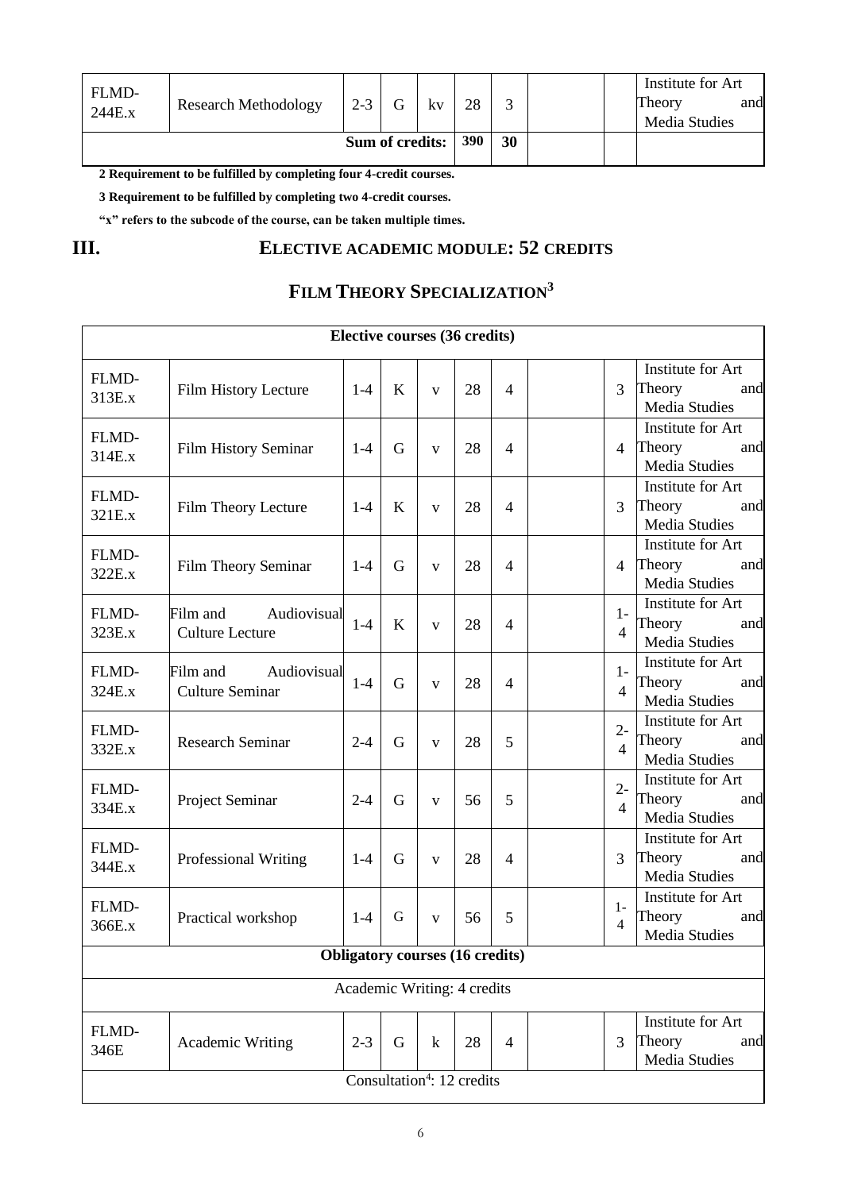| | | | | | | | | | |
|---|---|---|---|---|---|---|---|---|---|
| FLMD-244E.x | Research Methodology | 2-3 | G | kv | 28 | 3 | | | Institute for Art Theory and Media Studies |
| | | | | Sum of credits: | 390 | 30 | | | |

**2 Requirement to be fulfilled by completing four 4-credit courses.**

**3 Requirement to be fulfilled by completing two 4-credit courses.**

**"x" refers to the subcode of the course, can be taken multiple times.**

## III. ELECTIVE ACADEMIC MODULE: 52 CREDITS

## FILM THEORY SPECIALIZATION[3]

| Elective courses (36 credits) | | | | | | | | | |
|---|---|---|---|---|---|---|---|---|---|
| FLMD-313E.x | Film History Lecture | 1-4 | K | v | 28 | 4 | | 3 | Institute for Art Theory and Media Studies |
| FLMD-314E.x | Film History Seminar | 1-4 | G | v | 28 | 4 | | 4 | Institute for Art Theory and Media Studies |
| FLMD-321E.x | Film Theory Lecture | 1-4 | K | v | 28 | 4 | | 3 | Institute for Art Theory and Media Studies |
| FLMD-322E.x | Film Theory Seminar | 1-4 | G | v | 28 | 4 | | 4 | Institute for Art Theory and Media Studies |
| FLMD-323E.x | Film and Audiovisual Culture Lecture | 1-4 | K | v | 28 | 4 | | 1-4 | Institute for Art Theory and Media Studies |
| FLMD-324E.x | Film and Audiovisual Culture Seminar | 1-4 | G | v | 28 | 4 | | 1-4 | Institute for Art Theory and Media Studies |
| FLMD-332E.x | Research Seminar | 2-4 | G | v | 28 | 5 | | 2-4 | Institute for Art Theory and Media Studies |
| FLMD-334E.x | Project Seminar | 2-4 | G | v | 56 | 5 | | 2-4 | Institute for Art Theory and Media Studies |
| FLMD-344E.x | Professional Writing | 1-4 | G | v | 28 | 4 | | 3 | Institute for Art Theory and Media Studies |
| FLMD-366E.x | Practical workshop | 1-4 | G | v | 56 | 5 | | 1-4 | Institute for Art Theory and Media Studies |
| **Obligatory courses (16 credits)** | | | | | | | | | |
| Academic Writing: 4 credits | | | | | | | | | |
| FLMD-346E | Academic Writing | 2-3 | G | k | 28 | 4 | | 3 | Institute for Art Theory and Media Studies |
| Consultation[4]: 12 credits | | | | | | | | | |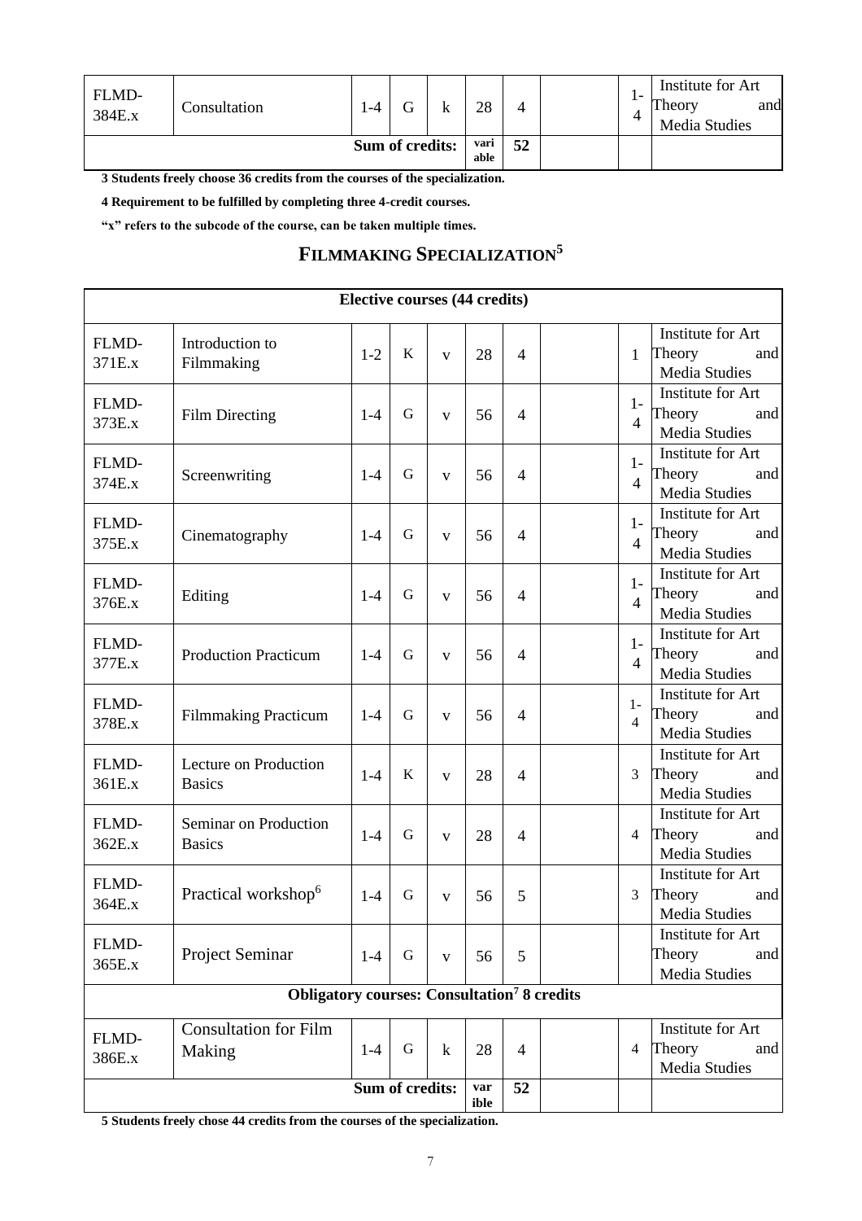| | | | | | | | | | |
|---|---|---|---|---|---|---|---|---|---|
| FLMD-384E.x | Consultation | 1-4 | G | k | 28 | 4 | | 1-4 | Institute for Art Theory and Media Studies |
| | | | Sum of credits: | | variable | 52 | | | |

3 Students freely choose 36 credits from the courses of the specialization.

4 Requirement to be fulfilled by completing three 4-credit courses.

"x" refers to the subcode of the course, can be taken multiple times.

## FILMMAKING SPECIALIZATION[5]

| Elective courses (44 credits) | | | | | | | | | |
|---|---|---|---|---|---|---|---|---|---|
| FLMD-371E.x | Introduction to Filmmaking | 1-2 | K | v | 28 | 4 | | 1 | Institute for Art Theory and Media Studies |
| FLMD-373E.x | Film Directing | 1-4 | G | v | 56 | 4 | | 1-4 | Institute for Art Theory and Media Studies |
| FLMD-374E.x | Screenwriting | 1-4 | G | v | 56 | 4 | | 1-4 | Institute for Art Theory and Media Studies |
| FLMD-375E.x | Cinematography | 1-4 | G | v | 56 | 4 | | 1-4 | Institute for Art Theory and Media Studies |
| FLMD-376E.x | Editing | 1-4 | G | v | 56 | 4 | | 1-4 | Institute for Art Theory and Media Studies |
| FLMD-377E.x | Production Practicum | 1-4 | G | v | 56 | 4 | | 1-4 | Institute for Art Theory and Media Studies |
| FLMD-378E.x | Filmmaking Practicum | 1-4 | G | v | 56 | 4 | | 1-4 | Institute for Art Theory and Media Studies |
| FLMD-361E.x | Lecture on Production Basics | 1-4 | K | v | 28 | 4 | | 3 | Institute for Art Theory and Media Studies |
| FLMD-362E.x | Seminar on Production Basics | 1-4 | G | v | 28 | 4 | | 4 | Institute for Art Theory and Media Studies |
| FLMD-364E.x | Practical workshop[6] | 1-4 | G | v | 56 | 5 | | 3 | Institute for Art Theory and Media Studies |
| FLMD-365E.x | Project Seminar | 1-4 | G | v | 56 | 5 | | | Institute for Art Theory and Media Studies |
| Obligatory courses: Consultation[7] 8 credits | | | | | | | | | |
| FLMD-386E.x | Consultation for Film Making | 1-4 | G | k | 28 | 4 | | 4 | Institute for Art Theory and Media Studies |
| | | | Sum of credits: | | variable | 52 | | | |

5 Students freely chose 44 credits from the courses of the specialization.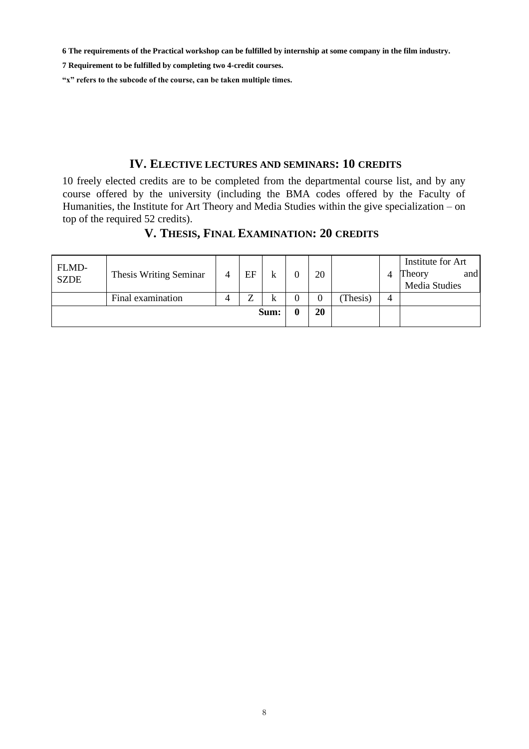**6 The requirements of the Practical workshop can be fulfilled by internship at some company in the film industry.**

**7 Requirement to be fulfilled by completing two 4-credit courses.**

**"x" refers to the subcode of the course, can be taken multiple times.**

## IV. Elective lectures and seminars: 10 credits

10 freely elected credits are to be completed from the departmental course list, and by any course offered by the university (including the BMA codes offered by the Faculty of Humanities, the Institute for Art Theory and Media Studies within the give specialization – on top of the required 52 credits).

## V. Thesis, Final Examination: 20 credits

| | | | | | | | | | |
|---|---|---|---|---|---|---|---|---|---|
| FLMD-SZDE | Thesis Writing Seminar | 4 | EF | k | 0 | 20 | | 4 | Institute for Art Theory and Media Studies |
| | Final examination | 4 | Z | k | 0 | 0 | (Thesis) | 4 | |
| | | | | **Sum:** | **0** | **20** | | | |